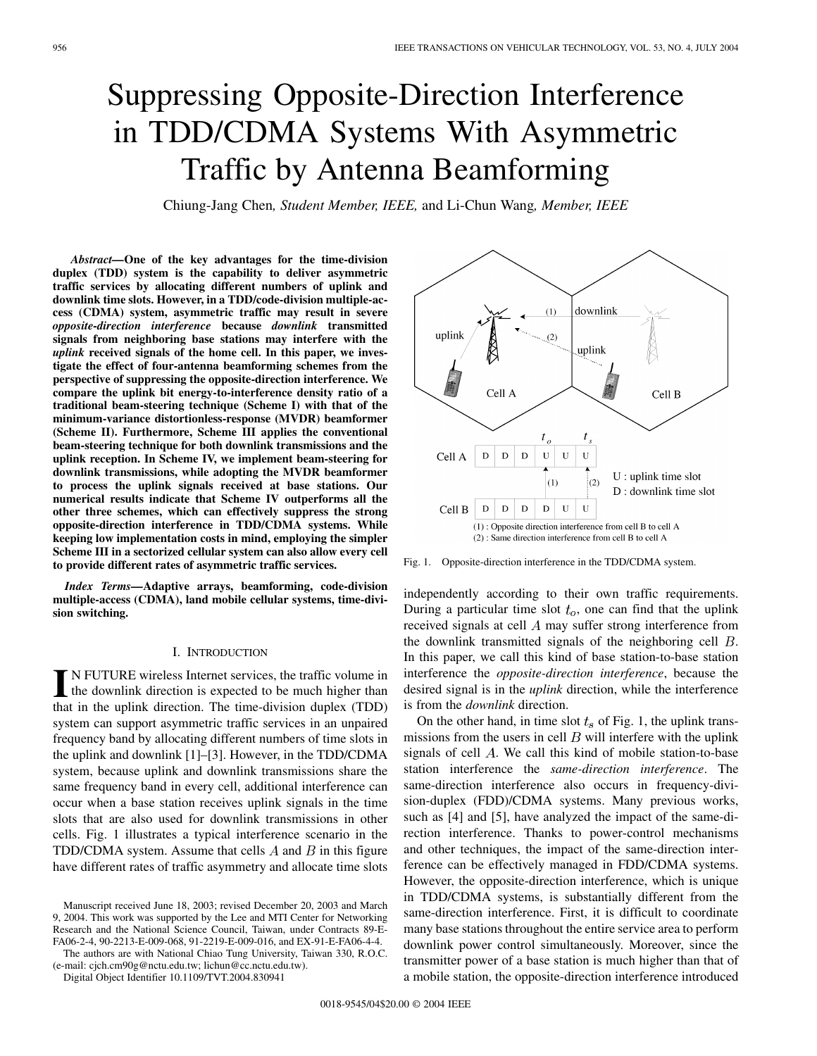# Suppressing Opposite-Direction Interference in TDD/CDMA Systems With Asymmetric Traffic by Antenna Beamforming

Chiung-Jang Chen, *Student Member, IEEE,* and Li-Chun Wang, *Member, IEEE*

***Abstract*—One of the key advantages for the time-division duplex (TDD) system is the capability to deliver asymmetric traffic services by allocating different numbers of uplink and downlink time slots. However, in a TDD/code-division multiple-access (CDMA) system, asymmetric traffic may result in severe *opposite-direction interference* because *downlink* transmitted signals from neighboring base stations may interfere with the *uplink* received signals of the home cell. In this paper, we investigate the effect of four-antenna beamforming schemes from the perspective of suppressing the opposite-direction interference. We compare the uplink bit energy-to-interference density ratio of a traditional beam-steering technique (Scheme I) with that of the minimum-variance distortionless-response (MVDR) beamformer (Scheme II). Furthermore, Scheme III applies the conventional beam-steering technique for both downlink transmissions and the uplink reception. In Scheme IV, we implement beam-steering for downlink transmissions, while adopting the MVDR beamformer to process the uplink signals received at base stations. Our numerical results indicate that Scheme IV outperforms all the other three schemes, which can effectively suppress the strong opposite-direction interference in TDD/CDMA systems. While keeping low implementation costs in mind, employing the simpler Scheme III in a sectorized cellular system can also allow every cell to provide different rates of asymmetric traffic services.**

***Index Terms*—Adaptive arrays, beamforming, code-division multiple-access (CDMA), land mobile cellular systems, time-division switching.**

## I. Introduction

In future wireless Internet services, the traffic volume in the downlink direction is expected to be much higher than that in the uplink direction. The time-division duplex (TDD) system can support asymmetric traffic services in an unpaired frequency band by allocating different numbers of time slots in the uplink and downlink [1]–[3]. However, in the TDD/CDMA system, because uplink and downlink transmissions share the same frequency band in every cell, additional interference can occur when a base station receives uplink signals in the time slots that are also used for downlink transmissions in other cells. Fig. 1 illustrates a typical interference scenario in the TDD/CDMA system. Assume that cells $A$ and $B$ in this figure have different rates of traffic asymmetry and allocate time slots independently according to their own traffic requirements. During a particular time slot $t_o$, one can find that the uplink received signals at cell $A$ may suffer strong interference from the downlink transmitted signals of the neighboring cell $B$. In this paper, we call this kind of base station-to-base station interference the *opposite-direction interference*, because the desired signal is in the *uplink* direction, while the interference is from the *downlink* direction.

Fig. 1. Opposite-direction interference in the TDD/CDMA system.

On the other hand, in time slot $t_s$ of Fig. 1, the uplink transmissions from the users in cell $B$ will interfere with the uplink signals of cell $A$. We call this kind of mobile station-to-base station interference the *same-direction interference*. The same-direction interference also occurs in frequency-division-duplex (FDD)/CDMA systems. Many previous works, such as [4] and [5], have analyzed the impact of the same-direction interference. Thanks to power-control mechanisms and other techniques, the impact of the same-direction interference can be effectively managed in FDD/CDMA systems. However, the opposite-direction interference, which is unique in TDD/CDMA systems, is substantially different from the same-direction interference. First, it is difficult to coordinate many base stations throughout the entire service area to perform downlink power control simultaneously. Moreover, since the transmitter power of a base station is much higher than that of a mobile station, the opposite-direction interference introduced

Manuscript received June 18, 2003; revised December 20, 2003 and March 9, 2004. This work was supported by the Lee and MTI Center for Networking Research and the National Science Council, Taiwan, under Contracts 89-E-FA06-2-4, 90-2213-E-009-068, 91-2219-E-009-016, and EX-91-E-FA06-4-4.

The authors are with National Chiao Tung University, Taiwan 330, R.O.C. (e-mail: cjch.cm90g@nctu.edu.tw; lichun@cc.nctu.edu.tw).

Digital Object Identifier 10.1109/TVT.2004.830941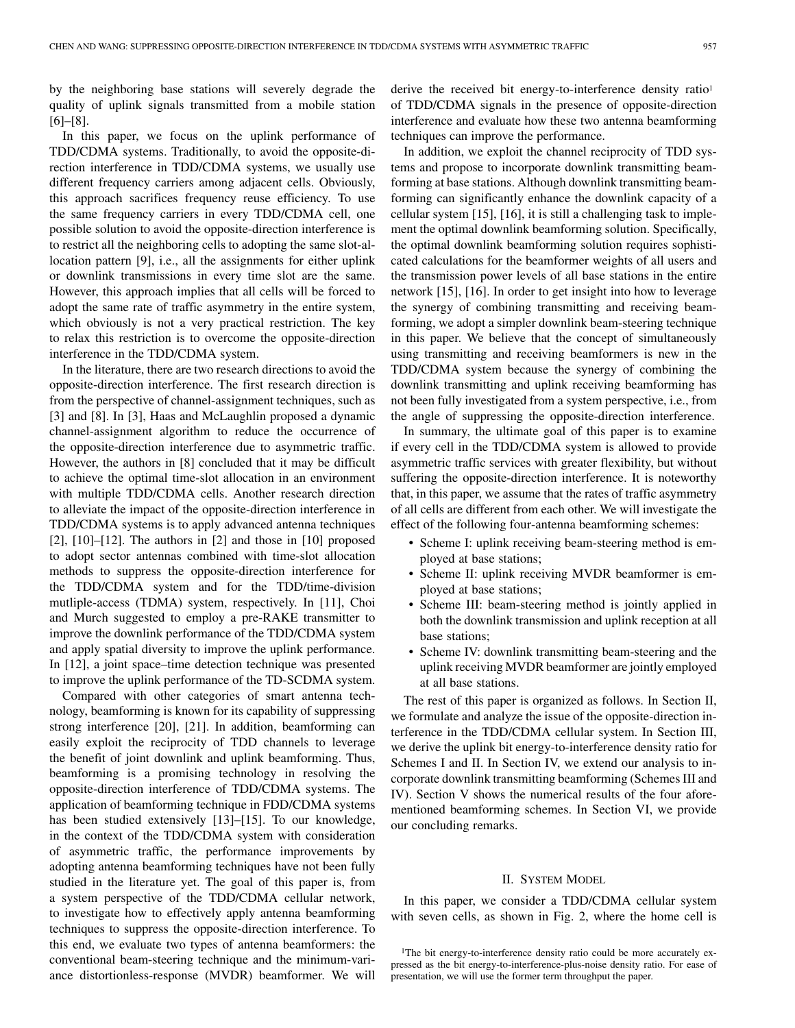by the neighboring base stations will severely degrade the quality of uplink signals transmitted from a mobile station [6]–[8].

In this paper, we focus on the uplink performance of TDD/CDMA systems. Traditionally, to avoid the opposite-direction interference in TDD/CDMA systems, we usually use different frequency carriers among adjacent cells. Obviously, this approach sacrifices frequency reuse efficiency. To use the same frequency carriers in every TDD/CDMA cell, one possible solution to avoid the opposite-direction interference is to restrict all the neighboring cells to adopting the same slot-allocation pattern [9], i.e., all the assignments for either uplink or downlink transmissions in every time slot are the same. However, this approach implies that all cells will be forced to adopt the same rate of traffic asymmetry in the entire system, which obviously is not a very practical restriction. The key to relax this restriction is to overcome the opposite-direction interference in the TDD/CDMA system.

In the literature, there are two research directions to avoid the opposite-direction interference. The first research direction is from the perspective of channel-assignment techniques, such as [3] and [8]. In [3], Haas and McLaughlin proposed a dynamic channel-assignment algorithm to reduce the occurrence of the opposite-direction interference due to asymmetric traffic. However, the authors in [8] concluded that it may be difficult to achieve the optimal time-slot allocation in an environment with multiple TDD/CDMA cells. Another research direction to alleviate the impact of the opposite-direction interference in TDD/CDMA systems is to apply advanced antenna techniques [2], [10]–[12]. The authors in [2] and those in [10] proposed to adopt sector antennas combined with time-slot allocation methods to suppress the opposite-direction interference for the TDD/CDMA system and for the TDD/time-division mutliple-access (TDMA) system, respectively. In [11], Choi and Murch suggested to employ a pre-RAKE transmitter to improve the downlink performance of the TDD/CDMA system and apply spatial diversity to improve the uplink performance. In [12], a joint space–time detection technique was presented to improve the uplink performance of the TD-SCDMA system.

Compared with other categories of smart antenna technology, beamforming is known for its capability of suppressing strong interference [20], [21]. In addition, beamforming can easily exploit the reciprocity of TDD channels to leverage the benefit of joint downlink and uplink beamforming. Thus, beamforming is a promising technology in resolving the opposite-direction interference of TDD/CDMA systems. The application of beamforming technique in FDD/CDMA systems has been studied extensively [13]–[15]. To our knowledge, in the context of the TDD/CDMA system with consideration of asymmetric traffic, the performance improvements by adopting antenna beamforming techniques have not been fully studied in the literature yet. The goal of this paper is, from a system perspective of the TDD/CDMA cellular network, to investigate how to effectively apply antenna beamforming techniques to suppress the opposite-direction interference. To this end, we evaluate two types of antenna beamformers: the conventional beam-steering technique and the minimum-variance distortionless-response (MVDR) beamformer. We will derive the received bit energy-to-interference density ratio[1] of TDD/CDMA signals in the presence of opposite-direction interference and evaluate how these two antenna beamforming techniques can improve the performance.

In addition, we exploit the channel reciprocity of TDD systems and propose to incorporate downlink transmitting beamforming at base stations. Although downlink transmitting beamforming can significantly enhance the downlink capacity of a cellular system [15], [16], it is still a challenging task to implement the optimal downlink beamforming solution. Specifically, the optimal downlink beamforming solution requires sophisticated calculations for the beamformer weights of all users and the transmission power levels of all base stations in the entire network [15], [16]. In order to get insight into how to leverage the synergy of combining transmitting and receiving beamforming, we adopt a simpler downlink beam-steering technique in this paper. We believe that the concept of simultaneously using transmitting and receiving beamformers is new in the TDD/CDMA system because the synergy of combining the downlink transmitting and uplink receiving beamforming has not been fully investigated from a system perspective, i.e., from the angle of suppressing the opposite-direction interference.

In summary, the ultimate goal of this paper is to examine if every cell in the TDD/CDMA system is allowed to provide asymmetric traffic services with greater flexibility, but without suffering the opposite-direction interference. It is noteworthy that, in this paper, we assume that the rates of traffic asymmetry of all cells are different from each other. We will investigate the effect of the following four-antenna beamforming schemes:

- Scheme I: uplink receiving beam-steering method is employed at base stations;
- Scheme II: uplink receiving MVDR beamformer is employed at base stations;
- Scheme III: beam-steering method is jointly applied in both the downlink transmission and uplink reception at all base stations;
- Scheme IV: downlink transmitting beam-steering and the uplink receiving MVDR beamformer are jointly employed at all base stations.

The rest of this paper is organized as follows. In Section II, we formulate and analyze the issue of the opposite-direction interference in the TDD/CDMA cellular system. In Section III, we derive the uplink bit energy-to-interference density ratio for Schemes I and II. In Section IV, we extend our analysis to incorporate downlink transmitting beamforming (Schemes III and IV). Section V shows the numerical results of the four aforementioned beamforming schemes. In Section VI, we provide our concluding remarks.

## II. System Model

In this paper, we consider a TDD/CDMA cellular system with seven cells, as shown in Fig. 2, where the home cell is

[1]The bit energy-to-interference density ratio could be more accurately expressed as the bit energy-to-interference-plus-noise density ratio. For ease of presentation, we will use the former term throughput the paper.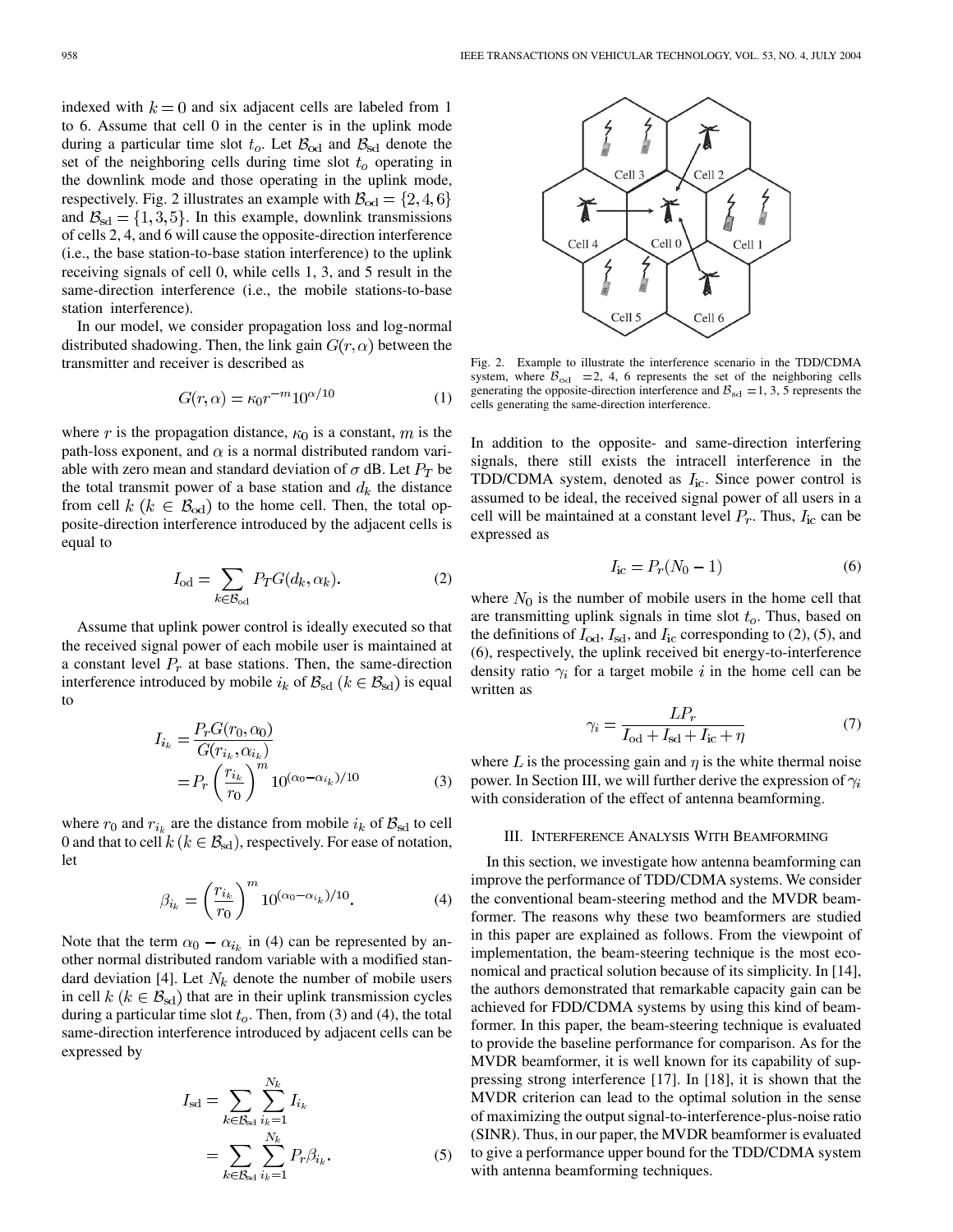indexed with $k = 0$ and six adjacent cells are labeled from 1 to 6. Assume that cell 0 in the center is in the uplink mode during a particular time slot $t_o$. Let $\mathcal{B}_{\rm od}$ and $\mathcal{B}_{\rm sd}$ denote the set of the neighboring cells during time slot $t_o$ operating in the downlink mode and those operating in the uplink mode, respectively. Fig. 2 illustrates an example with $\mathcal{B}_{\rm od} = \{2, 4, 6\}$ and $\mathcal{B}_{\rm sd} = \{1, 3, 5\}$. In this example, downlink transmissions of cells 2, 4, and 6 will cause the opposite-direction interference (i.e., the base station-to-base station interference) to the uplink receiving signals of cell 0, while cells 1, 3, and 5 result in the same-direction interference (i.e., the mobile stations-to-base station interference).

In our model, we consider propagation loss and log-normal distributed shadowing. Then, the link gain $G(r, \alpha)$ between the transmitter and receiver is described as

$$G(r, \alpha) = \kappa_0 r^{-m} 10^{\alpha/10} \tag{1}$$

where $r$ is the propagation distance, $\kappa_0$ is a constant, $m$ is the path-loss exponent, and $\alpha$ is a normal distributed random variable with zero mean and standard deviation of $\sigma$ dB. Let $P_T$ be the total transmit power of a base station and $d_k$ the distance from cell $k$ ($k \in \mathcal{B}_{\rm od}$) to the home cell. Then, the total opposite-direction interference introduced by the adjacent cells is equal to

$$I_{\rm od} = \sum_{k \in \mathcal{B}_{\rm od}} P_T G(d_k, \alpha_k). \tag{2}$$

Assume that uplink power control is ideally executed so that the received signal power of each mobile user is maintained at a constant level $P_r$ at base stations. Then, the same-direction interference introduced by mobile $i_k$ of $\mathcal{B}_{\rm sd}$ ($k \in \mathcal{B}_{\rm sd}$) is equal to

$$\begin{aligned} I_{i_k} &= \frac{P_r G(r_0, \alpha_0)}{G(r_{i_k}, \alpha_{i_k})} \\ &= P_r \left(\frac{r_{i_k}}{r_0}\right)^m 10^{(\alpha_0 - \alpha_{i_k})/10} \end{aligned} \tag{3}$$

where $r_0$ and $r_{i_k}$ are the distance from mobile $i_k$ of $\mathcal{B}_{\rm sd}$ to cell 0 and that to cell $k$ ($k \in \mathcal{B}_{\rm sd}$), respectively. For ease of notation, let

$$\beta_{i_k} = \left(\frac{r_{i_k}}{r_0}\right)^m 10^{(\alpha_0 - \alpha_{i_k})/10}. \tag{4}$$

Note that the term $\alpha_0 - \alpha_{i_k}$ in (4) can be represented by another normal distributed random variable with a modified standard deviation [4]. Let $N_k$ denote the number of mobile users in cell $k$ ($k \in \mathcal{B}_{\rm sd}$) that are in their uplink transmission cycles during a particular time slot $t_o$. Then, from (3) and (4), the total same-direction interference introduced by adjacent cells can be expressed by

$$\begin{aligned} I_{\rm sd} &= \sum_{k \in \mathcal{B}_{\rm sd}} \sum_{i_k=1}^{N_k} I_{i_k} \\ &= \sum_{k \in \mathcal{B}_{\rm sd}} \sum_{i_k=1}^{N_k} P_r \beta_{i_k}. \end{aligned} \tag{5}$$

Fig. 2. Example to illustrate the interference scenario in the TDD/CDMA system, where $\mathcal{B}_{\rm od} = 2$, 4, 6 represents the set of the neighboring cells generating the opposite-direction interference and $\mathcal{B}_{\rm sd} = 1$, 3, 5 represents the cells generating the same-direction interference.

In addition to the opposite- and same-direction interfering signals, there still exists the intracell interference in the TDD/CDMA system, denoted as $I_{\rm ic}$. Since power control is assumed to be ideal, the received signal power of all users in a cell will be maintained at a constant level $P_r$. Thus, $I_{\rm ic}$ can be expressed as

$$I_{\rm ic} = P_r(N_0 - 1) \tag{6}$$

where $N_0$ is the number of mobile users in the home cell that are transmitting uplink signals in time slot $t_o$. Thus, based on the definitions of $I_{\rm od}$, $I_{\rm sd}$, and $I_{\rm ic}$ corresponding to (2), (5), and (6), respectively, the uplink received bit energy-to-interference density ratio $\gamma_i$ for a target mobile $i$ in the home cell can be written as

$$\gamma_i = \frac{L P_r}{I_{\rm od} + I_{\rm sd} + I_{\rm ic} + \eta} \tag{7}$$

where $L$ is the processing gain and $\eta$ is the white thermal noise power. In Section III, we will further derive the expression of $\gamma_i$ with consideration of the effect of antenna beamforming.

## III. Interference Analysis With Beamforming

In this section, we investigate how antenna beamforming can improve the performance of TDD/CDMA systems. We consider the conventional beam-steering method and the MVDR beamformer. The reasons why these two beamformers are studied in this paper are explained as follows. From the viewpoint of implementation, the beam-steering technique is the most economical and practical solution because of its simplicity. In [14], the authors demonstrated that remarkable capacity gain can be achieved for FDD/CDMA systems by using this kind of beamformer. In this paper, the beam-steering technique is evaluated to provide the baseline performance for comparison. As for the MVDR beamformer, it is well known for its capability of suppressing strong interference [17]. In [18], it is shown that the MVDR criterion can lead to the optimal solution in the sense of maximizing the output signal-to-interference-plus-noise ratio (SINR). Thus, in our paper, the MVDR beamformer is evaluated to give a performance upper bound for the TDD/CDMA system with antenna beamforming techniques.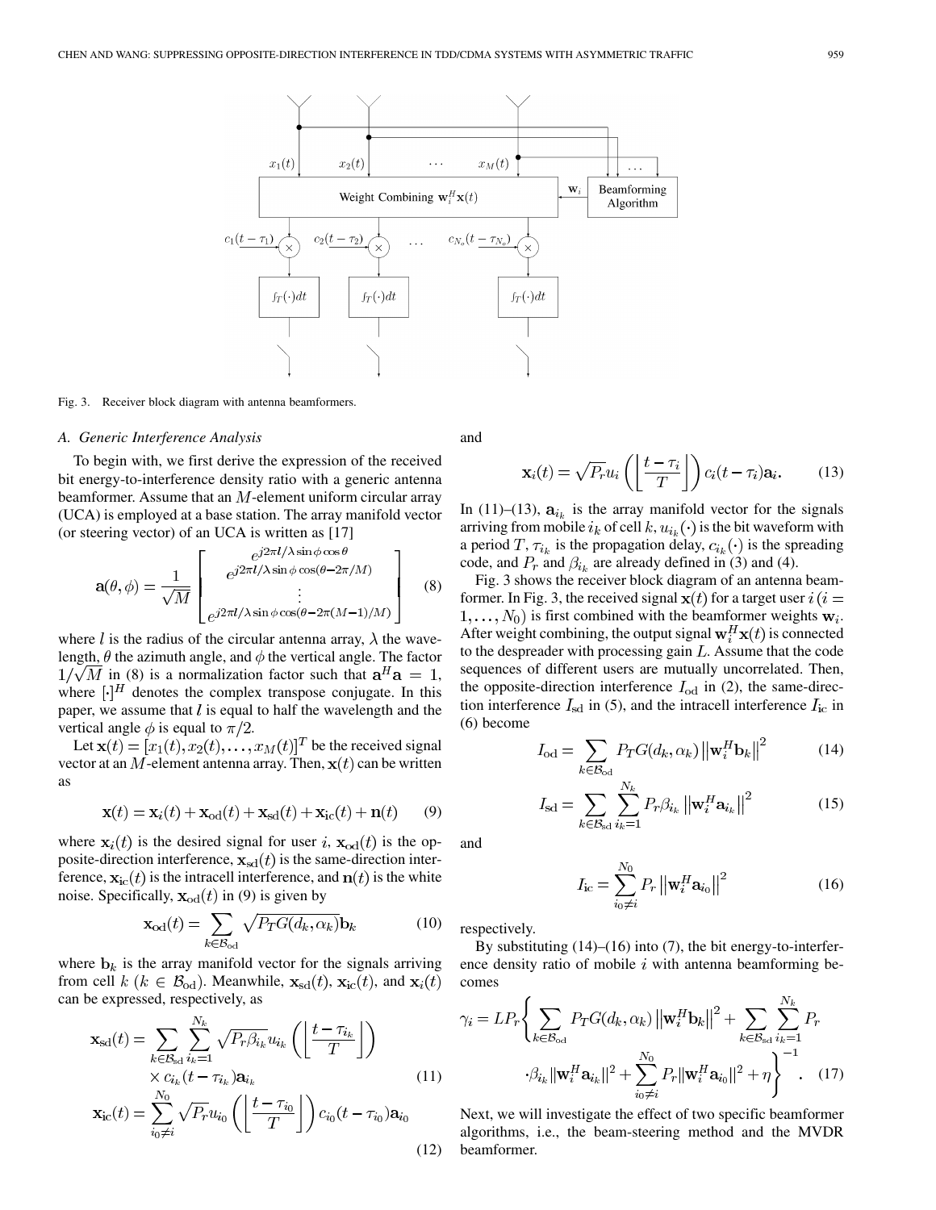Fig. 3. Receiver block diagram with antenna beamformers.

### A. Generic Interference Analysis

To begin with, we first derive the expression of the received bit energy-to-interference density ratio with a generic antenna beamformer. Assume that an $M$-element uniform circular array (UCA) is employed at a base station. The array manifold vector (or steering vector) of an UCA is written as [17]

$$\mathbf{a}(\theta,\phi)=\frac{1}{\sqrt{M}}\begin{bmatrix} e^{j2\pi l/\lambda \sin\phi\cos\theta} \\ e^{j2\pi l/\lambda \sin\phi\cos(\theta-2\pi/M)} \\ \vdots \\ e^{j2\pi l/\lambda \sin\phi\cos(\theta-2\pi(M-1)/M)} \end{bmatrix} \tag{8}$$

where $l$ is the radius of the circular antenna array, $\lambda$ the wavelength, $\theta$ the azimuth angle, and $\phi$ the vertical angle. The factor $1/\sqrt{M}$ in (8) is a normalization factor such that $\mathbf{a}^H\mathbf{a}=1$, where $[\cdot]^H$ denotes the complex transpose conjugate. In this paper, we assume that $l$ is equal to half the wavelength and the vertical angle $\phi$ is equal to $\pi/2$.

Let $\mathbf{x}(t)=[x_1(t),x_2(t),\ldots,x_M(t)]^T$ be the received signal vector at an $M$-element antenna array. Then, $\mathbf{x}(t)$ can be written as

$$\mathbf{x}(t)=\mathbf{x}_i(t)+\mathbf{x}_{\rm od}(t)+\mathbf{x}_{\rm sd}(t)+\mathbf{x}_{\rm ic}(t)+\mathbf{n}(t) \tag{9}$$

where $\mathbf{x}_i(t)$ is the desired signal for user $i$, $\mathbf{x}_{\rm od}(t)$ is the opposite-direction interference, $\mathbf{x}_{\rm sd}(t)$ is the same-direction interference, $\mathbf{x}_{\rm ic}(t)$ is the intracell interference, and $\mathbf{n}(t)$ is the white noise. Specifically, $\mathbf{x}_{\rm od}(t)$ in (9) is given by

$$\mathbf{x}_{\rm od}(t)=\sum_{k\in\mathcal{B}_{\rm od}}\sqrt{P_T G(d_k,\alpha_k)}\mathbf{b}_k \tag{10}$$

where $\mathbf{b}_k$ is the array manifold vector for the signals arriving from cell $k$ ($k\in\mathcal{B}_{\rm od}$). Meanwhile, $\mathbf{x}_{\rm sd}(t)$, $\mathbf{x}_{\rm ic}(t)$, and $\mathbf{x}_i(t)$ can be expressed, respectively, as

$$\mathbf{x}_{\rm sd}(t)=\sum_{k\in\mathcal{B}_{\rm sd}}\sum_{i_k=1}^{N_k}\sqrt{P_r\beta_{i_k}}u_{i_k}\left(\left\lfloor\frac{t-\tau_{i_k}}{T}\right\rfloor\right)\times c_{i_k}(t-\tau_{i_k})\mathbf{a}_{i_k} \tag{11}$$

$$\mathbf{x}_{\rm ic}(t)=\sum_{i_0\neq i}^{N_0}\sqrt{P_r}u_{i_0}\left(\left\lfloor\frac{t-\tau_{i_0}}{T}\right\rfloor\right)c_{i_0}(t-\tau_{i_0})\mathbf{a}_{i_0} \tag{12}$$

and

$$\mathbf{x}_i(t)=\sqrt{P_r}u_i\left(\left\lfloor\frac{t-\tau_i}{T}\right\rfloor\right)c_i(t-\tau_i)\mathbf{a}_i. \tag{13}$$

In (11)–(13), $\mathbf{a}_{i_k}$ is the array manifold vector for the signals arriving from mobile $i_k$ of cell $k$, $u_{i_k}(\cdot)$ is the bit waveform with a period $T$, $\tau_{i_k}$ is the propagation delay, $c_{i_k}(\cdot)$ is the spreading code, and $P_r$ and $\beta_{i_k}$ are already defined in (3) and (4).

Fig. 3 shows the receiver block diagram of an antenna beamformer. In Fig. 3, the received signal $\mathbf{x}(t)$ for a target user $i$ ($i=1,\ldots,N_0$) is first combined with the beamformer weights $\mathbf{w}_i$. After weight combining, the output signal $\mathbf{w}_i^H\mathbf{x}(t)$ is connected to the despreader with processing gain $L$. Assume that the code sequences of different users are mutually uncorrelated. Then, the opposite-direction interference $I_{\rm od}$ in (2), the same-direction interference $I_{\rm sd}$ in (5), and the intracell interference $I_{\rm ic}$ in (6) become

$$I_{\rm od}=\sum_{k\in\mathcal{B}_{\rm od}}P_T G(d_k,\alpha_k)\left\|\mathbf{w}_i^H\mathbf{b}_k\right\|^2 \tag{14}$$

$$I_{\rm sd}=\sum_{k\in\mathcal{B}_{\rm sd}}\sum_{i_k=1}^{N_k}P_r\beta_{i_k}\left\|\mathbf{w}_i^H\mathbf{a}_{i_k}\right\|^2 \tag{15}$$

and

$$I_{\rm ic}=\sum_{i_0\neq i}^{N_0}P_r\left\|\mathbf{w}_i^H\mathbf{a}_{i_0}\right\|^2 \tag{16}$$

respectively.

By substituting (14)–(16) into (7), the bit energy-to-interference density ratio of mobile $i$ with antenna beamforming becomes

$$\gamma_i=LP_r\left\{\sum_{k\in\mathcal{B}_{\rm od}}P_T G(d_k,\alpha_k)\left\|\mathbf{w}_i^H\mathbf{b}_k\right\|^2+\sum_{k\in\mathcal{B}_{\rm sd}}\sum_{i_k=1}^{N_k}P_r\cdot\beta_{i_k}\left\|\mathbf{w}_i^H\mathbf{a}_{i_k}\right\|^2+\sum_{i_0\neq i}^{N_0}P_r\left\|\mathbf{w}_i^H\mathbf{a}_{i_0}\right\|^2+\eta\right\}^{-1}. \tag{17}$$

Next, we will investigate the effect of two specific beamformer algorithms, i.e., the beam-steering method and the MVDR beamformer.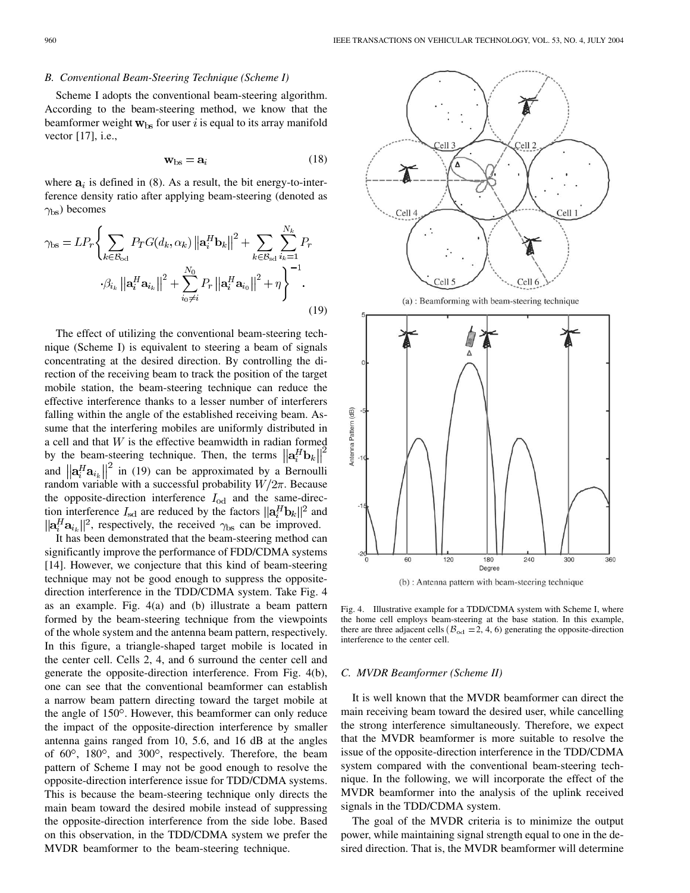### B. Conventional Beam-Steering Technique (Scheme I)

Scheme I adopts the conventional beam-steering algorithm. According to the beam-steering method, we know that the beamformer weight $\mathbf{w}_{\text{bs}}$ for user $i$ is equal to its array manifold vector [17], i.e.,

$$\mathbf{w}_{\text{bs}} = \mathbf{a}_i \tag{18}$$

where $\mathbf{a}_i$ is defined in (8). As a result, the bit energy-to-interference density ratio after applying beam-steering (denoted as $\gamma_{\text{bs}}$) becomes

$$\gamma_{\text{bs}} = LP_r \Bigg\{ \sum_{k \in \mathcal{B}_{\text{od}}} P_T G(d_k, \alpha_k) \left\| \mathbf{a}_i^H \mathbf{b}_k \right\|^2 + \sum_{k \in \mathcal{B}_{\text{sd}}} \sum_{i_k=1}^{N_k} P_r \cdot \beta_{i_k} \left\| \mathbf{a}_i^H \mathbf{a}_{i_k} \right\|^2 + \sum_{i_0 \neq i}^{N_0} P_r \left\| \mathbf{a}_i^H \mathbf{a}_{i_0} \right\|^2 + \eta \Bigg\}^{-1}. \tag{19}$$

The effect of utilizing the conventional beam-steering technique (Scheme I) is equivalent to steering a beam of signals concentrating at the desired direction. By controlling the direction of the receiving beam to track the position of the target mobile station, the beam-steering technique can reduce the effective interference thanks to a lesser number of interferers falling within the angle of the established receiving beam. Assume that the interfering mobiles are uniformly distributed in a cell and that $W$ is the effective beamwidth in radian formed by the beam-steering technique. Then, the terms $\left\|\mathbf{a}_i^H \mathbf{b}_k\right\|^2$ and $\left\|\mathbf{a}_i^H \mathbf{a}_{i_k}\right\|^2$ in (19) can be approximated by a Bernoulli random variable with a successful probability $W/2\pi$. Because the opposite-direction interference $I_{\text{od}}$ and the same-direction interference $I_{\text{sd}}$ are reduced by the factors $\|\mathbf{a}_i^H \mathbf{b}_k\|^2$ and $\|\mathbf{a}_i^H \mathbf{a}_{i_k}\|^2$, respectively, the received $\gamma_{\text{bs}}$ can be improved.

It has been demonstrated that the beam-steering method can significantly improve the performance of FDD/CDMA systems [14]. However, we conjecture that this kind of beam-steering technique may not be good enough to suppress the opposite-direction interference in the TDD/CDMA system. Take Fig. 4 as an example. Fig. 4(a) and (b) illustrate a beam pattern formed by the beam-steering technique from the viewpoints of the whole system and the antenna beam pattern, respectively. In this figure, a triangle-shaped target mobile is located in the center cell. Cells 2, 4, and 6 surround the center cell and generate the opposite-direction interference. From Fig. 4(b), one can see that the conventional beamformer can establish a narrow beam pattern directing toward the target mobile at the angle of 150°. However, this beamformer can only reduce the impact of the opposite-direction interference by smaller antenna gains ranged from 10, 5.6, and 16 dB at the angles of 60°, 180°, and 300°, respectively. Therefore, the beam pattern of Scheme I may not be good enough to resolve the opposite-direction interference issue for TDD/CDMA systems. This is because the beam-steering technique only directs the main beam toward the desired mobile instead of suppressing the opposite-direction interference from the side lobe. Based on this observation, in the TDD/CDMA system we prefer the MVDR beamformer to the beam-steering technique.

(a) : Beamforming with beam-steering technique

(b) : Antenna pattern with beam-steering technique

Fig. 4. Illustrative example for a TDD/CDMA system with Scheme I, where the home cell employs beam-steering at the base station. In this example, there are three adjacent cells ($\mathcal{B}_{\text{od}} = 2, 4, 6$) generating the opposite-direction interference to the center cell.

### C. MVDR Beamformer (Scheme II)

It is well known that the MVDR beamformer can direct the main receiving beam toward the desired user, while cancelling the strong interference simultaneously. Therefore, we expect that the MVDR beamformer is more suitable to resolve the issue of the opposite-direction interference in the TDD/CDMA system compared with the conventional beam-steering technique. In the following, we will incorporate the effect of the MVDR beamformer into the analysis of the uplink received signals in the TDD/CDMA system.

The goal of the MVDR criteria is to minimize the output power, while maintaining signal strength equal to one in the desired direction. That is, the MVDR beamformer will determine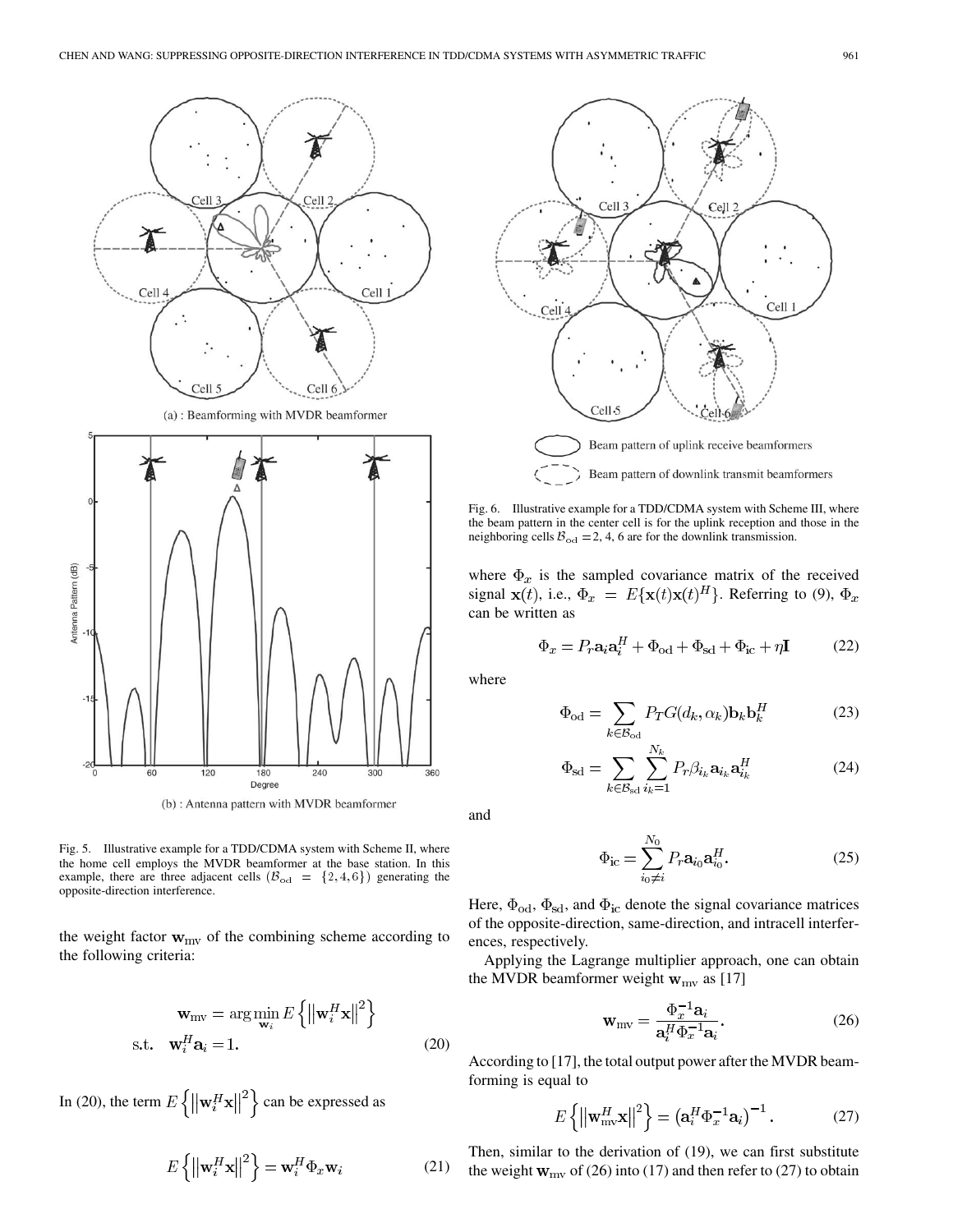(a) : Beamforming with MVDR beamformer

(b) : Antenna pattern with MVDR beamformer

Fig. 5. Illustrative example for a TDD/CDMA system with Scheme II, where the home cell employs the MVDR beamformer at the base station. In this example, there are three adjacent cells ($\mathcal{B}_{\rm od} = \{2, 4, 6\}$) generating the opposite-direction interference.

Fig. 6. Illustrative example for a TDD/CDMA system with Scheme III, where the beam pattern in the center cell is for the uplink reception and those in the neighboring cells $\mathcal{B}_{\rm od} = 2, 4, 6$ are for the downlink transmission.

the weight factor $\mathbf{w}_{\rm mv}$ of the combining scheme according to the following criteria:

$$\mathbf{w}_{\rm mv} = \arg\min_{\mathbf{w}_i} E\left\{\left\|\mathbf{w}_i^H \mathbf{x}\right\|^2\right\}$$
$$\text{s.t.} \quad \mathbf{w}_i^H \mathbf{a}_i = 1. \tag{20}$$

In (20), the term $E\left\{\left\|\mathbf{w}_i^H \mathbf{x}\right\|^2\right\}$ can be expressed as

$$E\left\{\left\|\mathbf{w}_i^H \mathbf{x}\right\|^2\right\} = \mathbf{w}_i^H \Phi_x \mathbf{w}_i \tag{21}$$

where $\Phi_x$ is the sampled covariance matrix of the received signal $\mathbf{x}(t)$, i.e., $\Phi_x = E\{\mathbf{x}(t)\mathbf{x}(t)^H\}$. Referring to (9), $\Phi_x$ can be written as

$$\Phi_x = P_r \mathbf{a}_i \mathbf{a}_i^H + \Phi_{\rm od} + \Phi_{\rm sd} + \Phi_{\rm ic} + \eta \mathbf{I} \tag{22}$$

where

$$\Phi_{\rm od} = \sum_{k \in \mathcal{B}_{\rm od}} P_T G(d_k, \alpha_k) \mathbf{b}_k \mathbf{b}_k^H \tag{23}$$

$$\Phi_{\rm sd} = \sum_{k \in \mathcal{B}_{\rm sd}} \sum_{i_k=1}^{N_k} P_r \beta_{i_k} \mathbf{a}_{i_k} \mathbf{a}_{i_k}^H \tag{24}$$

and

$$\Phi_{\rm ic} = \sum_{i_0 \neq i}^{N_0} P_r \mathbf{a}_{i_0} \mathbf{a}_{i_0}^H. \tag{25}$$

Here, $\Phi_{\rm od}$, $\Phi_{\rm sd}$, and $\Phi_{\rm ic}$ denote the signal covariance matrices of the opposite-direction, same-direction, and intracell interferences, respectively.

Applying the Lagrange multiplier approach, one can obtain the MVDR beamformer weight $\mathbf{w}_{\rm mv}$ as [17]

$$\mathbf{w}_{\rm mv} = \frac{\Phi_x^{-1} \mathbf{a}_i}{\mathbf{a}_i^H \Phi_x^{-1} \mathbf{a}_i}. \tag{26}$$

According to [17], the total output power after the MVDR beamforming is equal to

$$E\left\{\left\|\mathbf{w}_{\rm mv}^H \mathbf{x}\right\|^2\right\} = \left(\mathbf{a}_i^H \Phi_x^{-1} \mathbf{a}_i\right)^{-1}. \tag{27}$$

Then, similar to the derivation of (19), we can first substitute the weight $\mathbf{w}_{\rm mv}$ of (26) into (17) and then refer to (27) to obtain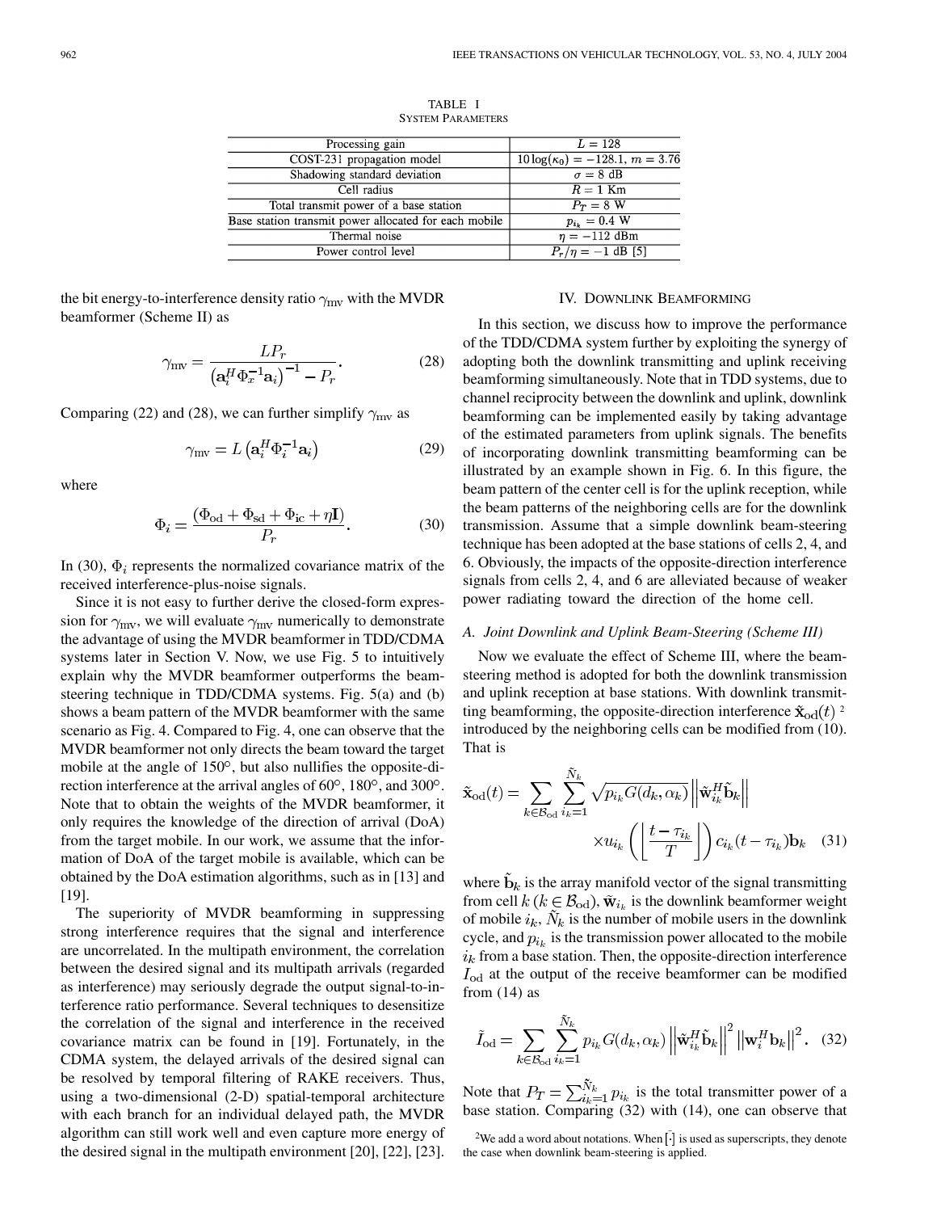TABLE I
SYSTEM PARAMETERS

| Processing gain | $L = 128$ |
|---|---|
| COST-231 propagation model | $10\log(\kappa_0) = -128.1,\ m = 3.76$ |
| Shadowing standard deviation | $\sigma = 8$ dB |
| Cell radius | $R = 1$ Km |
| Total transmit power of a base station | $P_T = 8$ W |
| Base station transmit power allocated for each mobile | $p_{i_k} = 0.4$ W |
| Thermal noise | $\eta = -112$ dBm |
| Power control level | $P_r/\eta = -1$ dB [5] |

the bit energy-to-interference density ratio $\gamma_{\rm mv}$ with the MVDR beamformer (Scheme II) as

$$\gamma_{\rm mv} = \frac{LP_r}{\left(\mathbf{a}_i^H \Phi_x^{-1} \mathbf{a}_i\right)^{-1} - P_r}. \tag{28}$$

Comparing (22) and (28), we can further simplify $\gamma_{\rm mv}$ as

$$\gamma_{\rm mv} = L\left(\mathbf{a}_i^H \Phi_i^{-1} \mathbf{a}_i\right) \tag{29}$$

where

$$\Phi_i = \frac{(\Phi_{\rm od} + \Phi_{\rm sd} + \Phi_{\rm ic} + \eta \mathbf{I})}{P_r}. \tag{30}$$

In (30), $\Phi_i$ represents the normalized covariance matrix of the received interference-plus-noise signals.

Since it is not easy to further derive the closed-form expression for $\gamma_{\rm mv}$, we will evaluate $\gamma_{\rm mv}$ numerically to demonstrate the advantage of using the MVDR beamformer in TDD/CDMA systems later in Section V. Now, we use Fig. 5 to intuitively explain why the MVDR beamformer outperforms the beam-steering technique in TDD/CDMA systems. Fig. 5(a) and (b) shows a beam pattern of the MVDR beamformer with the same scenario as Fig. 4. Compared to Fig. 4, one can observe that the MVDR beamformer not only directs the beam toward the target mobile at the angle of 150°, but also nullifies the opposite-direction interference at the arrival angles of 60°, 180°, and 300°. Note that to obtain the weights of the MVDR beamformer, it only requires the knowledge of the direction of arrival (DoA) from the target mobile. In our work, we assume that the information of DoA of the target mobile is available, which can be obtained by the DoA estimation algorithms, such as in [13] and [19].

The superiority of MVDR beamforming in suppressing strong interference requires that the signal and interference are uncorrelated. In the multipath environment, the correlation between the desired signal and its multipath arrivals (regarded as interference) may seriously degrade the output signal-to-interference ratio performance. Several techniques to desensitize the correlation of the signal and interference in the received covariance matrix can be found in [19]. Fortunately, in the CDMA system, the delayed arrivals of the desired signal can be resolved by temporal filtering of RAKE receivers. Thus, using a two-dimensional (2-D) spatial-temporal architecture with each branch for an individual delayed path, the MVDR algorithm can still work well and even capture more energy of the desired signal in the multipath environment [20], [22], [23].

## IV. Downlink Beamforming

In this section, we discuss how to improve the performance of the TDD/CDMA system further by exploiting the synergy of adopting both the downlink transmitting and uplink receiving beamforming simultaneously. Note that in TDD systems, due to channel reciprocity between the downlink and uplink, downlink beamforming can be implemented easily by taking advantage of the estimated parameters from uplink signals. The benefits of incorporating downlink transmitting beamforming can be illustrated by an example shown in Fig. 6. In this figure, the beam pattern of the center cell is for the uplink reception, while the beam patterns of the neighboring cells are for the downlink transmission. Assume that a simple downlink beam-steering technique has been adopted at the base stations of cells 2, 4, and 6. Obviously, the impacts of the opposite-direction interference signals from cells 2, 4, and 6 are alleviated because of weaker power radiating toward the direction of the home cell.

### A. Joint Downlink and Uplink Beam-Steering (Scheme III)

Now we evaluate the effect of Scheme III, where the beam-steering method is adopted for both the downlink transmission and uplink reception at base stations. With downlink transmitting beamforming, the opposite-direction interference $\tilde{\mathbf{x}}_{\rm od}(t)$ [2] introduced by the neighboring cells can be modified from (10). That is

$$\tilde{\mathbf{x}}_{\rm od}(t) = \sum_{k \in \mathcal{B}_{\rm od}} \sum_{i_k=1}^{\tilde{N}_k} \sqrt{p_{i_k} G(d_k, \alpha_k)} \left\| \tilde{\mathbf{w}}_{i_k}^H \tilde{\mathbf{b}}_k \right\| \times u_{i_k}\left(\left\lfloor \frac{t - \tau_{i_k}}{T} \right\rfloor\right) c_{i_k}(t - \tau_{i_k}) \mathbf{b}_k \tag{31}$$

where $\tilde{\mathbf{b}}_k$ is the array manifold vector of the signal transmitting from cell $k$ ($k \in \mathcal{B}_{\rm od}$), $\tilde{\mathbf{w}}_{i_k}$ is the downlink beamformer weight of mobile $i_k$, $\tilde{N}_k$ is the number of mobile users in the downlink cycle, and $p_{i_k}$ is the transmission power allocated to the mobile $i_k$ from a base station. Then, the opposite-direction interference $I_{\rm od}$ at the output of the receive beamformer can be modified from (14) as

$$\tilde{I}_{\rm od} = \sum_{k \in \mathcal{B}_{\rm od}} \sum_{i_k=1}^{\tilde{N}_k} p_{i_k} G(d_k, \alpha_k) \left\| \tilde{\mathbf{w}}_{i_k}^H \tilde{\mathbf{b}}_k \right\|^2 \left\| \mathbf{w}_i^H \mathbf{b}_k \right\|^2. \tag{32}$$

Note that $P_T = \sum_{i_k=1}^{\tilde{N}_k} p_{i_k}$ is the total transmitter power of a base station. Comparing (32) with (14), one can observe that

[2] We add a word about notations. When $\tilde{[\cdot]}$ is used as superscripts, they denote the case when downlink beam-steering is applied.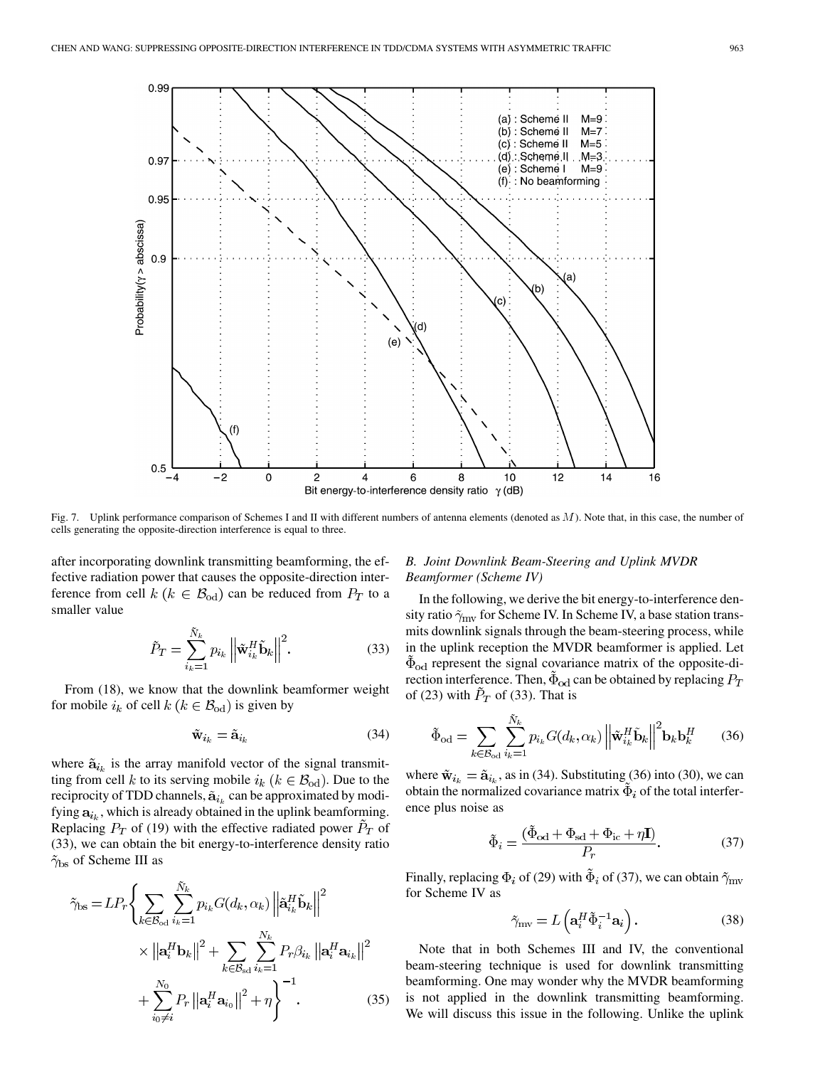Fig. 7. Uplink performance comparison of Schemes I and II with different numbers of antenna elements (denoted as $M$). Note that, in this case, the number of cells generating the opposite-direction interference is equal to three.

after incorporating downlink transmitting beamforming, the effective radiation power that causes the opposite-direction interference from cell $k$ ($k \in \mathcal{B}_{\mathrm{od}}$) can be reduced from $P_T$ to a smaller value

$$\tilde{P}_T = \sum_{i_k=1}^{\tilde{N}_k} p_{i_k} \left\| \tilde{\mathbf{w}}_{i_k}^H \tilde{\mathbf{b}}_k \right\|^2. \tag{33}$$

From (18), we know that the downlink beamformer weight for mobile $i_k$ of cell $k$ ($k \in \mathcal{B}_{\mathrm{od}}$) is given by

$$\tilde{\mathbf{w}}_{i_k} = \tilde{\mathbf{a}}_{i_k} \tag{34}$$

where $\tilde{\mathbf{a}}_{i_k}$ is the array manifold vector of the signal transmitting from cell $k$ to its serving mobile $i_k$ ($k \in \mathcal{B}_{\mathrm{od}}$). Due to the reciprocity of TDD channels, $\tilde{\mathbf{a}}_{i_k}$ can be approximated by modifying $\mathbf{a}_{i_k}$, which is already obtained in the uplink beamforming. Replacing $P_T$ of (19) with the effective radiated power $\tilde{P}_T$ of (33), we can obtain the bit energy-to-interference density ratio $\tilde{\gamma}_{\mathrm{bs}}$ of Scheme III as

$$\begin{aligned} \tilde{\gamma}_{\mathrm{bs}} = LP_r \Bigg\{ & \sum_{k \in \mathcal{B}_{\mathrm{od}}} \sum_{i_k=1}^{\tilde{N}_k} p_{i_k} G(d_k, \alpha_k) \left\| \tilde{\mathbf{a}}_{i_k}^H \tilde{\mathbf{b}}_k \right\|^2 \\ & \times \left\| \mathbf{a}_i^H \mathbf{b}_k \right\|^2 + \sum_{k \in \mathcal{B}_{\mathrm{sd}}} \sum_{i_k=1}^{N_k} P_r \beta_{i_k} \left\| \mathbf{a}_i^H \mathbf{a}_{i_k} \right\|^2 \\ & + \sum_{i_0 \neq i}^{N_0} P_r \left\| \mathbf{a}_i^H \mathbf{a}_{i_0} \right\|^2 + \eta \Bigg\}^{-1}. \end{aligned} \tag{35}$$

### B. Joint Downlink Beam-Steering and Uplink MVDR Beamformer (Scheme IV)

In the following, we derive the bit energy-to-interference density ratio $\tilde{\gamma}_{\mathrm{mv}}$ for Scheme IV. In Scheme IV, a base station transmits downlink signals through the beam-steering process, while in the uplink reception the MVDR beamformer is applied. Let $\tilde{\Phi}_{\mathrm{od}}$ represent the signal covariance matrix of the opposite-direction interference. Then, $\tilde{\Phi}_{\mathrm{od}}$ can be obtained by replacing $P_T$ of (23) with $\tilde{P}_T$ of (33). That is

$$\tilde{\Phi}_{\mathrm{od}} = \sum_{k \in \mathcal{B}_{\mathrm{od}}} \sum_{i_k=1}^{\tilde{N}_k} p_{i_k} G(d_k, \alpha_k) \left\| \tilde{\mathbf{w}}_{i_k}^H \tilde{\mathbf{b}}_k \right\|^2 \mathbf{b}_k \mathbf{b}_k^H \tag{36}$$

where $\tilde{\mathbf{w}}_{i_k} = \tilde{\mathbf{a}}_{i_k}$, as in (34). Substituting (36) into (30), we can obtain the normalized covariance matrix $\tilde{\Phi}_i$ of the total interference plus noise as

$$\tilde{\Phi}_i = \frac{(\tilde{\Phi}_{\mathrm{od}} + \Phi_{\mathrm{sd}} + \Phi_{\mathrm{ic}} + \eta \mathbf{I})}{P_r}. \tag{37}$$

Finally, replacing $\Phi_i$ of (29) with $\tilde{\Phi}_i$ of (37), we can obtain $\tilde{\gamma}_{\mathrm{mv}}$ for Scheme IV as

$$\tilde{\gamma}_{\mathrm{mv}} = L \left( \mathbf{a}_i^H \tilde{\Phi}_i^{-1} \mathbf{a}_i \right). \tag{38}$$

Note that in both Schemes III and IV, the conventional beam-steering technique is used for downlink transmitting beamforming. One may wonder why the MVDR beamforming is not applied in the downlink transmitting beamforming. We will discuss this issue in the following. Unlike the uplink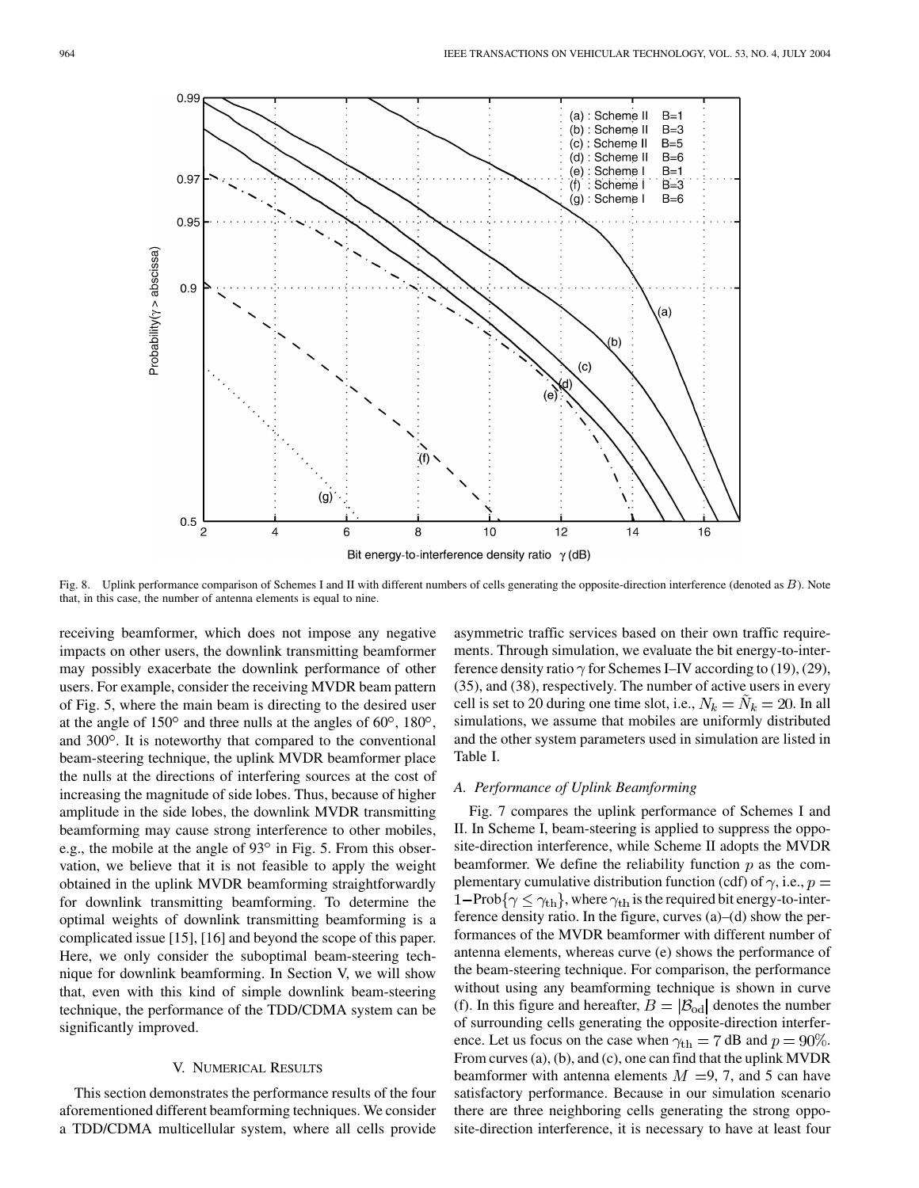Fig. 8. Uplink performance comparison of Schemes I and II with different numbers of cells generating the opposite-direction interference (denoted as $B$). Note that, in this case, the number of antenna elements is equal to nine.

receiving beamformer, which does not impose any negative impacts on other users, the downlink transmitting beamformer may possibly exacerbate the downlink performance of other users. For example, consider the receiving MVDR beam pattern of Fig. 5, where the main beam is directing to the desired user at the angle of 150° and three nulls at the angles of 60°, 180°, and 300°. It is noteworthy that compared to the conventional beam-steering technique, the uplink MVDR beamformer place the nulls at the directions of interfering sources at the cost of increasing the magnitude of side lobes. Thus, because of higher amplitude in the side lobes, the downlink MVDR transmitting beamforming may cause strong interference to other mobiles, e.g., the mobile at the angle of 93° in Fig. 5. From this observation, we believe that it is not feasible to apply the weight obtained in the uplink MVDR beamforming straightforwardly for downlink transmitting beamforming. To determine the optimal weights of downlink transmitting beamforming is a complicated issue [15], [16] and beyond the scope of this paper. Here, we only consider the suboptimal beam-steering technique for downlink beamforming. In Section V, we will show that, even with this kind of simple downlink beam-steering technique, the performance of the TDD/CDMA system can be significantly improved.

## V. Numerical Results

This section demonstrates the performance results of the four aforementioned different beamforming techniques. We consider a TDD/CDMA multicellular system, where all cells provide asymmetric traffic services based on their own traffic requirements. Through simulation, we evaluate the bit energy-to-interference density ratio $\gamma$ for Schemes I–IV according to (19), (29), (35), and (38), respectively. The number of active users in every cell is set to 20 during one time slot, i.e., $N_k = \tilde{N}_k = 20$. In all simulations, we assume that mobiles are uniformly distributed and the other system parameters used in simulation are listed in Table I.

### A. Performance of Uplink Beamforming

Fig. 7 compares the uplink performance of Schemes I and II. In Scheme I, beam-steering is applied to suppress the opposite-direction interference, while Scheme II adopts the MVDR beamformer. We define the reliability function $p$ as the complementary cumulative distribution function (cdf) of $\gamma$, i.e., $p = 1 - \text{Prob}\{\gamma \leq \gamma_{\text{th}}\}$, where $\gamma_{\text{th}}$ is the required bit energy-to-interference density ratio. In the figure, curves (a)–(d) show the performances of the MVDR beamformer with different number of antenna elements, whereas curve (e) shows the performance of the beam-steering technique. For comparison, the performance without using any beamforming technique is shown in curve (f). In this figure and hereafter, $B = |\mathcal{B}_{\text{od}}|$ denotes the number of surrounding cells generating the opposite-direction interference. Let us focus on the case when $\gamma_{\text{th}} = 7$ dB and $p = 90\%$. From curves (a), (b), and (c), one can find that the uplink MVDR beamformer with antenna elements $M = 9$, 7, and 5 can have satisfactory performance. Because in our simulation scenario there are three neighboring cells generating the strong opposite-direction interference, it is necessary to have at least four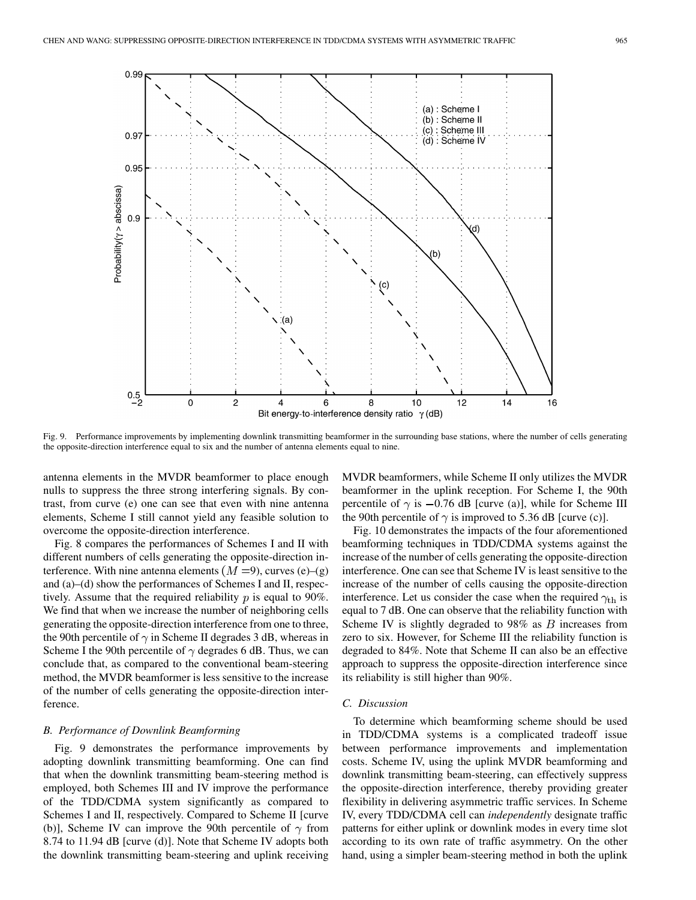Fig. 9. Performance improvements by implementing downlink transmitting beamformer in the surrounding base stations, where the number of cells generating the opposite-direction interference equal to six and the number of antenna elements equal to nine.

antenna elements in the MVDR beamformer to place enough nulls to suppress the three strong interfering signals. By contrast, from curve (e) one can see that even with nine antenna elements, Scheme I still cannot yield any feasible solution to overcome the opposite-direction interference.

Fig. 8 compares the performances of Schemes I and II with different numbers of cells generating the opposite-direction interference. With nine antenna elements ($M = 9$), curves (e)–(g) and (a)–(d) show the performances of Schemes I and II, respectively. Assume that the required reliability $p$ is equal to 90%. We find that when we increase the number of neighboring cells generating the opposite-direction interference from one to three, the 90th percentile of $\gamma$ in Scheme II degrades 3 dB, whereas in Scheme I the 90th percentile of $\gamma$ degrades 6 dB. Thus, we can conclude that, as compared to the conventional beam-steering method, the MVDR beamformer is less sensitive to the increase of the number of cells generating the opposite-direction interference.

### B. Performance of Downlink Beamforming

Fig. 9 demonstrates the performance improvements by adopting downlink transmitting beamforming. One can find that when the downlink transmitting beam-steering method is employed, both Schemes III and IV improve the performance of the TDD/CDMA system significantly as compared to Schemes I and II, respectively. Compared to Scheme II [curve (b)], Scheme IV can improve the 90th percentile of $\gamma$ from 8.74 to 11.94 dB [curve (d)]. Note that Scheme IV adopts both the downlink transmitting beam-steering and uplink receiving MVDR beamformers, while Scheme II only utilizes the MVDR beamformer in the uplink reception. For Scheme I, the 90th percentile of $\gamma$ is $-0.76$ dB [curve (a)], while for Scheme III the 90th percentile of $\gamma$ is improved to 5.36 dB [curve (c)].

Fig. 10 demonstrates the impacts of the four aforementioned beamforming techniques in TDD/CDMA systems against the increase of the number of cells generating the opposite-direction interference. One can see that Scheme IV is least sensitive to the increase of the number of cells causing the opposite-direction interference. Let us consider the case when the required $\gamma_{\text{th}}$ is equal to 7 dB. One can observe that the reliability function with Scheme IV is slightly degraded to 98% as $B$ increases from zero to six. However, for Scheme III the reliability function is degraded to 84%. Note that Scheme II can also be an effective approach to suppress the opposite-direction interference since its reliability is still higher than 90%.

### C. Discussion

To determine which beamforming scheme should be used in TDD/CDMA systems is a complicated tradeoff issue between performance improvements and implementation costs. Scheme IV, using the uplink MVDR beamforming and downlink transmitting beam-steering, can effectively suppress the opposite-direction interference, thereby providing greater flexibility in delivering asymmetric traffic services. In Scheme IV, every TDD/CDMA cell can *independently* designate traffic patterns for either uplink or downlink modes in every time slot according to its own rate of traffic asymmetry. On the other hand, using a simpler beam-steering method in both the uplink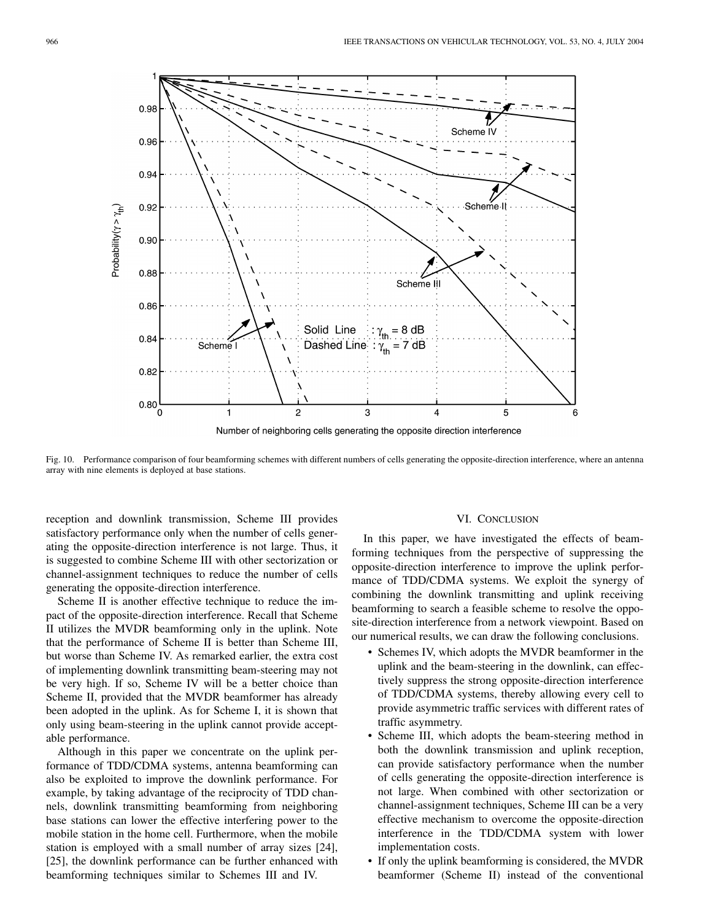Fig. 10. Performance comparison of four beamforming schemes with different numbers of cells generating the opposite-direction interference, where an antenna array with nine elements is deployed at base stations.

reception and downlink transmission, Scheme III provides satisfactory performance only when the number of cells generating the opposite-direction interference is not large. Thus, it is suggested to combine Scheme III with other sectorization or channel-assignment techniques to reduce the number of cells generating the opposite-direction interference.

Scheme II is another effective technique to reduce the impact of the opposite-direction interference. Recall that Scheme II utilizes the MVDR beamforming only in the uplink. Note that the performance of Scheme II is better than Scheme III, but worse than Scheme IV. As remarked earlier, the extra cost of implementing downlink transmitting beam-steering may not be very high. If so, Scheme IV will be a better choice than Scheme II, provided that the MVDR beamformer has already been adopted in the uplink. As for Scheme I, it is shown that only using beam-steering in the uplink cannot provide acceptable performance.

Although in this paper we concentrate on the uplink performance of TDD/CDMA systems, antenna beamforming can also be exploited to improve the downlink performance. For example, by taking advantage of the reciprocity of TDD channels, downlink transmitting beamforming from neighboring base stations can lower the effective interfering power to the mobile station in the home cell. Furthermore, when the mobile station is employed with a small number of array sizes [24], [25], the downlink performance can be further enhanced with beamforming techniques similar to Schemes III and IV.

## VI. Conclusion

In this paper, we have investigated the effects of beamforming techniques from the perspective of suppressing the opposite-direction interference to improve the uplink performance of TDD/CDMA systems. We exploit the synergy of combining the downlink transmitting and uplink receiving beamforming to search a feasible scheme to resolve the opposite-direction interference from a network viewpoint. Based on our numerical results, we can draw the following conclusions.

- Schemes IV, which adopts the MVDR beamformer in the uplink and the beam-steering in the downlink, can effectively suppress the strong opposite-direction interference of TDD/CDMA systems, thereby allowing every cell to provide asymmetric traffic services with different rates of traffic asymmetry.
- Scheme III, which adopts the beam-steering method in both the downlink transmission and uplink reception, can provide satisfactory performance when the number of cells generating the opposite-direction interference is not large. When combined with other sectorization or channel-assignment techniques, Scheme III can be a very effective mechanism to overcome the opposite-direction interference in the TDD/CDMA system with lower implementation costs.
- If only the uplink beamforming is considered, the MVDR beamformer (Scheme II) instead of the conventional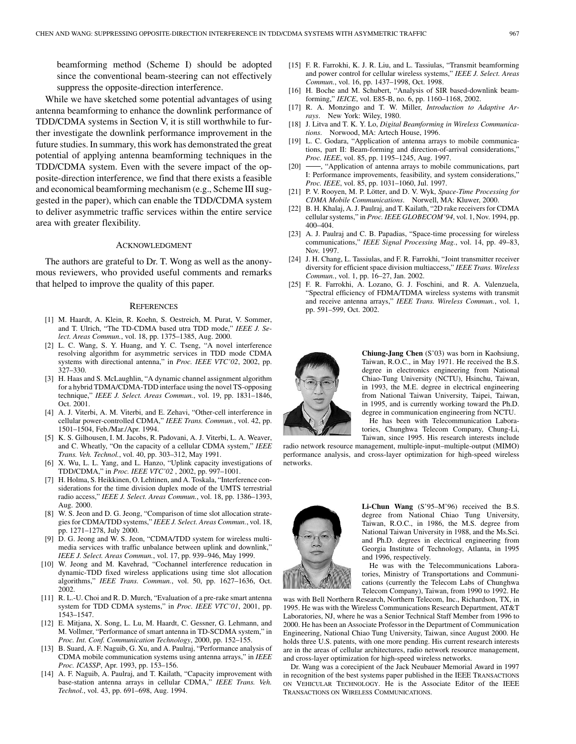beamforming method (Scheme I) should be adopted since the conventional beam-steering can not effectively suppress the opposite-direction interference.

While we have sketched some potential advantages of using antenna beamforming to enhance the downlink performance of TDD/CDMA systems in Section V, it is still worthwhile to further investigate the downlink performance improvement in the future studies. In summary, this work has demonstrated the great potential of applying antenna beamforming techniques in the TDD/CDMA system. Even with the severe impact of the opposite-direction interference, we find that there exists a feasible and economical beamforming mechanism (e.g., Scheme III suggested in the paper), which can enable the TDD/CDMA system to deliver asymmetric traffic services within the entire service area with greater flexibility.

## ACKNOWLEDGMENT

The authors are grateful to Dr. T. Wong as well as the anonymous reviewers, who provided useful comments and remarks that helped to improve the quality of this paper.

## REFERENCES

[1] M. Haardt, A. Klein, R. Koehn, S. Oestreich, M. Purat, V. Sommer, and T. Ulrich, "The TD-CDMA based utra TDD mode," *IEEE J. Select. Areas Commun.*, vol. 18, pp. 1375–1385, Aug. 2000.

[2] L. C. Wang, S. Y. Huang, and Y. C. Tseng, "A novel interference resolving algorithm for asymmetric services in TDD mode CDMA systems with directional antenna," in *Proc. IEEE VTC'02*, 2002, pp. 327–330.

[3] H. Haas and S. McLaughlin, "A dynamic channel assignment algorithm for a hybrid TDMA/CDMA-TDD interface using the novel TS-opposing technique," *IEEE J. Select. Areas Commun.*, vol. 19, pp. 1831–1846, Oct. 2001.

[4] A. J. Viterbi, A. M. Viterbi, and E. Zehavi, "Other-cell interference in cellular power-controlled CDMA," *IEEE Trans. Commun.*, vol. 42, pp. 1501–1504, Feb./Mar./Apr. 1994.

[5] K. S. Gilhousen, I. M. Jacobs, R. Padovani, A. J. Viterbi, L. A. Weaver, and C. Wheatly, "On the capacity of a cellular CDMA system," *IEEE Trans. Veh. Technol.*, vol. 40, pp. 303–312, May 1991.

[6] X. Wu, L. L. Yang, and L. Hanzo, "Uplink capacity investigations of TDD/CDMA," in *Proc. IEEE VTC'02* , 2002, pp. 997–1001.

[7] H. Holma, S. Heikkinen, O. Lehtinen, and A. Toskala, "Interference considerations for the time division duplex mode of the UMTS terrestrial radio access," *IEEE J. Select. Areas Commun.*, vol. 18, pp. 1386–1393, Aug. 2000.

[8] W. S. Jeon and D. G. Jeong, "Comparison of time slot allocation strategies for CDMA/TDD systems," *IEEE J. Select. Areas Commun.*, vol. 18, pp. 1271–1278, July 2000.

[9] D. G. Jeong and W. S. Jeon, "CDMA/TDD system for wireless multimedia services with traffic unbalance between uplink and downlink," *IEEE J. Select. Areas Commun.*, vol. 17, pp. 939–946, May 1999.

[10] W. Jeong and M. Kavehrad, "Cochannel interference reducation in dynamic-TDD fixed wireless applications using time slot allocation algorithms," *IEEE Trans. Commun.*, vol. 50, pp. 1627–1636, Oct. 2002.

[11] R. L.-U. Choi and R. D. Murch, "Evaluation of a pre-rake smart antenna system for TDD CDMA systems," in *Proc. IEEE VTC'01*, 2001, pp. 1543–1547.

[12] E. Mitjana, X. Song, L. Lu, M. Haardt, C. Gessner, G. Lehmann, and M. Vollmer, "Performance of smart antenna in TD-SCDMA system," in *Proc. Int. Conf. Communication Technology*, 2000, pp. 152–155.

[13] B. Suard, A. F. Naguib, G. Xu, and A. Paulraj, "Performance analysis of CDMA mobile communication systems using antenna arrays," in *IEEE Proc. ICASSP*, Apr. 1993, pp. 153–156.

[14] A. F. Naguib, A. Paulraj, and T. Kailath, "Capacity improvement with base-station antenna arrays in cellular CDMA," *IEEE Trans. Veh. Technol.*, vol. 43, pp. 691–698, Aug. 1994.

[15] F. R. Farrokhi, K. J. R. Liu, and L. Tassiulas, "Transmit beamforming and power control for cellular wireless systems," *IEEE J. Select. Areas Commun.*, vol. 16, pp. 1437–1998, Oct. 1998.

[16] H. Boche and M. Schubert, "Analysis of SIR based-downlink beamforming," *IEICE*, vol. E85-B, no. 6, pp. 1160–1168, 2002.

[17] R. A. Monzingo and T. W. Miller, *Introduction to Adaptive Arrays*. New York: Wiley, 1980.

[18] J. Litva and T. K. Y. Lo, *Digital Beamforming in Wireless Communications*. Norwood, MA: Artech House, 1996.

[19] L. C. Godara, "Application of antenna arrays to mobile communications, part II: Beam-forming and direction-of-arrival considerations," *Proc. IEEE*, vol. 85, pp. 1195–1245, Aug. 1997.

[20] ——, "Application of antenna arrays to mobile communications, part I: Performance improvements, feasibility, and system considerations," *Proc. IEEE*, vol. 85, pp. 1031–1060, Jul. 1997.

[21] P. V. Rooyen, M. P. Lötter, and D. V. Wyk, *Space-Time Processing for CDMA Mobile Communications*. Norwell, MA: Kluwer, 2000.

[22] B. H. Khalaj, A. J. Paulraj, and T. Kailath, "2D rake receivers for CDMA cellular systems," in *Proc. IEEE GLOBECOM'94*, vol. 1, Nov. 1994, pp. 400–404.

[23] A. J. Paulraj and C. B. Papadias, "Space-time processing for wireless communications," *IEEE Signal Processing Mag.*, vol. 14, pp. 49–83, Nov. 1997.

[24] J. H. Chang, L. Tassiulas, and F. R. Farrokhi, "Joint transmitter receiver diversity for efficient space division multiaccess," *IEEE Trans. Wireless Commun.*, vol. 1, pp. 16–27, Jan. 2002.

[25] F. R. Farrokhi, A. Lozano, G. J. Foschini, and R. A. Valenzuela, "Spectral efficiency of FDMA/TDMA wireless systems with transmit and receive antenna arrays," *IEEE Trans. Wireless Commun.*, vol. 1, pp. 591–599, Oct. 2002.

**Chiung-Jang Chen** (S'03) was born in Kaohsiung, Taiwan, R.O.C., in May 1971. He received the B.S. degree in electronics engineering from National Chiao-Tung University (NCTU), Hsinchu, Taiwan, in 1993, the M.E. degree in electrical engineering from National Taiwan University, Taipei, Taiwan, in 1995, and is currently working toward the Ph.D. degree in communication engineering from NCTU.

He has been with Telecommunication Laboratories, Chunghwa Telecom Company, Chung-Li, Taiwan, since 1995. His research interests include radio network resource management, multiple-input–multiple-output (MIMO) performance analysis, and cross-layer optimization for high-speed wireless networks.

**Li-Chun Wang** (S'95–M'96) received the B.S. degree from National Chiao Tung University, Taiwan, R.O.C., in 1986, the M.S. degree from National Taiwan University in 1988, and the Ms.Sci. and Ph.D. degrees in electrical engineering from Georgia Institute of Technology, Atlanta, in 1995 and 1996, respectively.

He was with the Telecommunications Laboratories, Ministry of Transportations and Communications (currently the Telecom Labs of Chunghwa Telecom Company), Taiwan, from 1990 to 1992. He was with Bell Northern Research, Northern Telecom, Inc., Richardson, TX, in 1995. He was with the Wireless Communications Research Department, AT&T Laboratories, NJ, where he was a Senior Technical Staff Member from 1996 to 2000. He has been an Associate Professor in the Department of Communication Engineering, National Chiao Tung University, Taiwan, since August 2000. He holds three U.S. patents, with one more pending. His current research interests are in the areas of cellular architectures, radio network resource management, and cross-layer optimization for high-speed wireless networks.

Dr. Wang was a corecipient of the Jack Neubauer Memorial Award in 1997 in recognition of the best systems paper published in the IEEE TRANSACTIONS ON VEHICULAR TECHNOLOGY. He is the Associate Editor of the IEEE TRANSACTIONS ON WIRELESS COMMUNICATIONS.